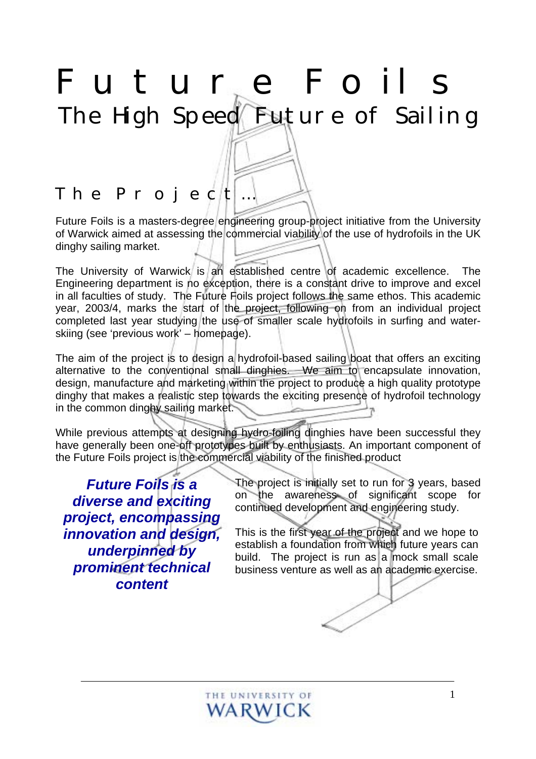# Future Foils

## The High Speed Future of Sailing

### The Project …

Future Foils is a masters-degree engineering group-project initiative from the University of Warwick aimed at assessing the commercial viability of the use of hydrofoils in the UK dinghy sailing market.

The University of Warwick is an established centre of academic excellence. The Engineering department is no exception, there is a constant drive to improve and excel in all faculties of study. The Future Foils project follows the same ethos. This academic year, 2003/4, marks the start of the project, following on from an individual project completed last year studying the use of smaller scale hydrofoils in surfing and water-skiing (see 'previous work' – homepage).

The aim of the project is to design a hydrofoil-based sailing boat that offers an exciting alternative to the conventional small dinghies. We aim to encapsulate innovation, design, manufacture and marketing within the project to produce a high quality prototype dinghy that makes a realistic step towards the exciting presence of hydrofoil technology in the common dinghy sailing market.

While previous attempts at designing hydro-foiling dinghies have been successful they have generally been one-off prototypes built by enthusiasts. An important component of the Future Foils project is the commercial viability of the finished product

***Future Foils is a diverse and exciting project, encompassing innovation and design, underpinned by prominent technical content***

The project is initially set to run for 3 years, based on the awareness of significant scope for continued development and engineering study.

This is the first year of the project and we hope to establish a foundation from which future years can build. The project is run as a mock small scale business venture as well as an academic exercise.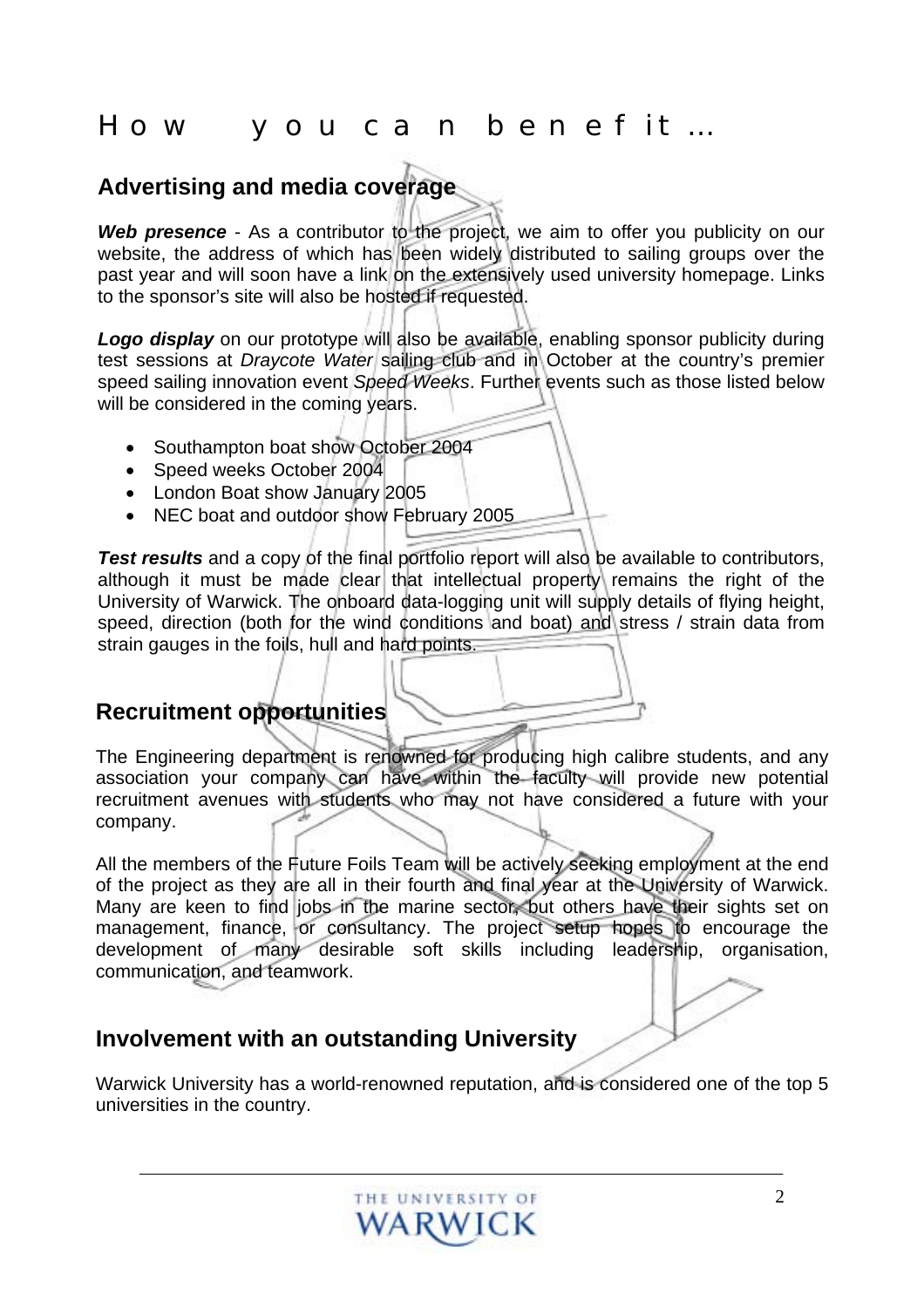# How you can benefit…

## Advertising and media coverage

***Web presence*** - As a contributor to the project, we aim to offer you publicity on our website, the address of which has been widely distributed to sailing groups over the past year and will soon have a link on the extensively used university homepage. Links to the sponsor's site will also be hosted if requested.

***Logo display*** on our prototype will also be available, enabling sponsor publicity during test sessions at *Draycote Water* sailing club and in October at the country's premier speed sailing innovation event *Speed Weeks*. Further events such as those listed below will be considered in the coming years.

- Southampton boat show October 2004
- Speed weeks October 2004
- London Boat show January 2005
- NEC boat and outdoor show February 2005

***Test results*** and a copy of the final portfolio report will also be available to contributors, although it must be made clear that intellectual property remains the right of the University of Warwick. The onboard data-logging unit will supply details of flying height, speed, direction (both for the wind conditions and boat) and stress / strain data from strain gauges in the foils, hull and hard points.

## Recruitment opportunities

The Engineering department is renowned for producing high calibre students, and any association your company can have within the faculty will provide new potential recruitment avenues with students who may not have considered a future with your company.

All the members of the Future Foils Team will be actively seeking employment at the end of the project as they are all in their fourth and final year at the University of Warwick. Many are keen to find jobs in the marine sector, but others have their sights set on management, finance, or consultancy. The project setup hopes to encourage the development of many desirable soft skills including leadership, organisation, communication, and teamwork.

## Involvement with an outstanding University

Warwick University has a world-renowned reputation, and is considered one of the top 5 universities in the country.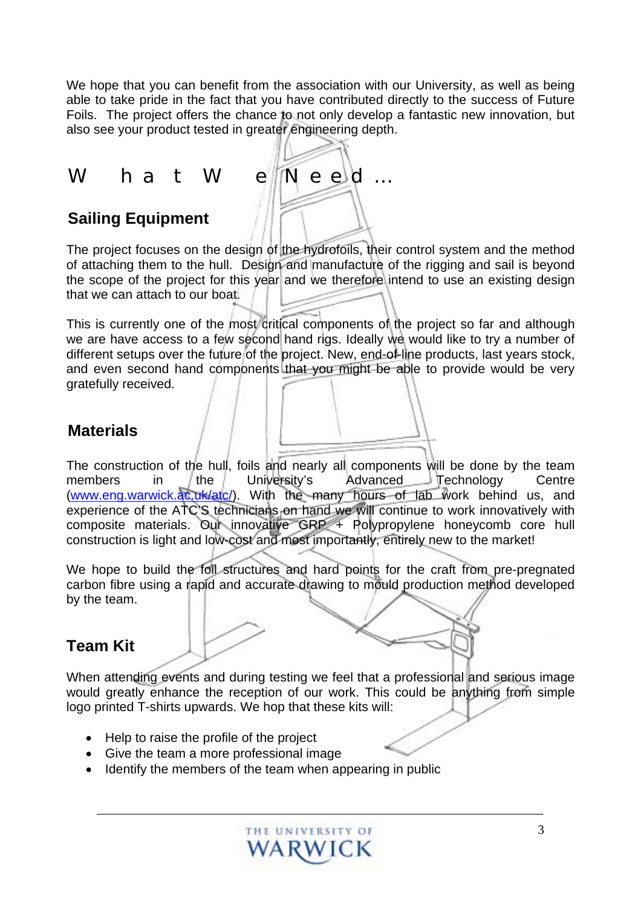We hope that you can benefit from the association with our University, as well as being able to take pride in the fact that you have contributed directly to the success of Future Foils. The project offers the chance to not only develop a fantastic new innovation, but also see your product tested in greater engineering depth.

# What We Need…

## Sailing Equipment

The project focuses on the design of the hydrofoils, their control system and the method of attaching them to the hull. Design and manufacture of the rigging and sail is beyond the scope of the project for this year and we therefore intend to use an existing design that we can attach to our boat.

This is currently one of the most critical components of the project so far and although we are have access to a few second hand rigs. Ideally we would like to try a number of different setups over the future of the project. New, end-of-line products, last years stock, and even second hand components that you might be able to provide would be very gratefully received.

## Materials

The construction of the hull, foils and nearly all components will be done by the team members in the University's Advanced Technology Centre ([www.eng.warwick.ac.uk/atc/](www.eng.warwick.ac.uk/atc/)). With the many hours of lab work behind us, and experience of the ATC'S technicians on hand we will continue to work innovatively with composite materials. Our innovative GRP + Polypropylene honeycomb core hull construction is light and low-cost and most importantly, entirely new to the market!

We hope to build the foil structures and hard points for the craft from pre-pregnated carbon fibre using a rapid and accurate drawing to mould production method developed by the team.

## Team Kit

When attending events and during testing we feel that a professional and serious image would greatly enhance the reception of our work. This could be anything from simple logo printed T-shirts upwards. We hop that these kits will:

- Help to raise the profile of the project
- Give the team a more professional image
- Identify the members of the team when appearing in public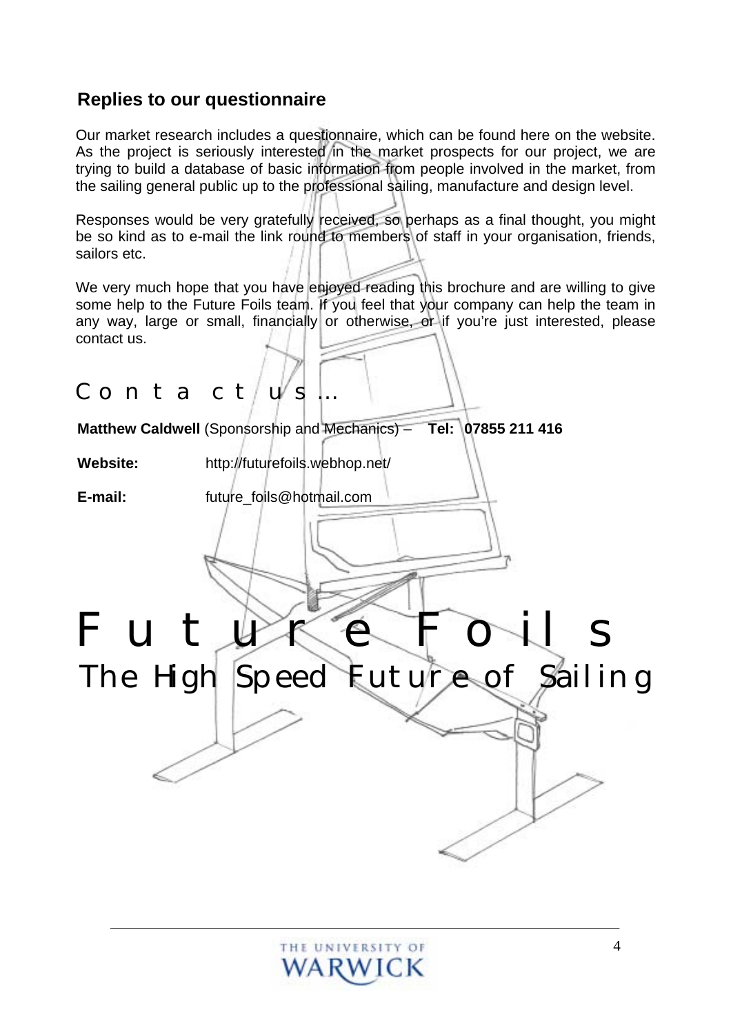## Replies to our questionnaire

Our market research includes a questionnaire, which can be found here on the website. As the project is seriously interested in the market prospects for our project, we are trying to build a database of basic information from people involved in the market, from the sailing general public up to the professional sailing, manufacture and design level.

Responses would be very gratefully received, so perhaps as a final thought, you might be so kind as to e-mail the link round to members of staff in your organisation, friends, sailors etc.

We very much hope that you have enjoyed reading this brochure and are willing to give some help to the Future Foils team. If you feel that your company can help the team in any way, large or small, financially or otherwise, or if you're just interested, please contact us.

## Contact us…

**Matthew Caldwell** (Sponsorship and Mechanics) – **Tel: 07855 211 416**

**Website:** http://futurefoils.webhop.net/

**E-mail:** future_foils@hotmail.com

# Future Foils

## The High Speed Future of Sailing

THE UNIVERSITY OF WARWICK